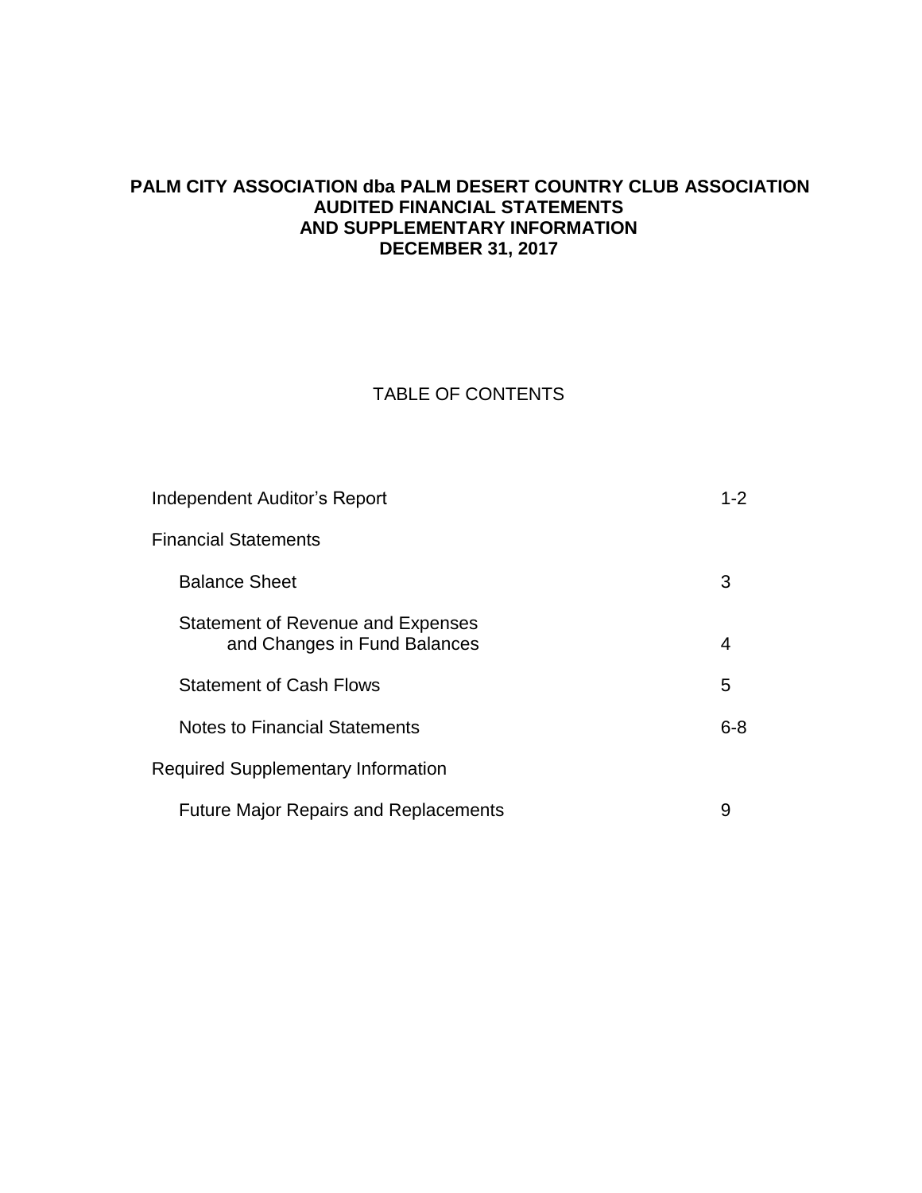# PALM CITY ASSOCIATION dba PALM DESERT COUNTRY CLUB ASSOCIATION
## AUDITED FINANCIAL STATEMENTS
## AND SUPPLEMENTARY INFORMATION
## DECEMBER 31, 2017

### TABLE OF CONTENTS

| | |
|---|---|
| Independent Auditor's Report | 1-2 |
| Financial Statements | |
| Balance Sheet | 3 |
| Statement of Revenue and Expenses and Changes in Fund Balances | 4 |
| Statement of Cash Flows | 5 |
| Notes to Financial Statements | 6-8 |
| Required Supplementary Information | |
| Future Major Repairs and Replacements | 9 |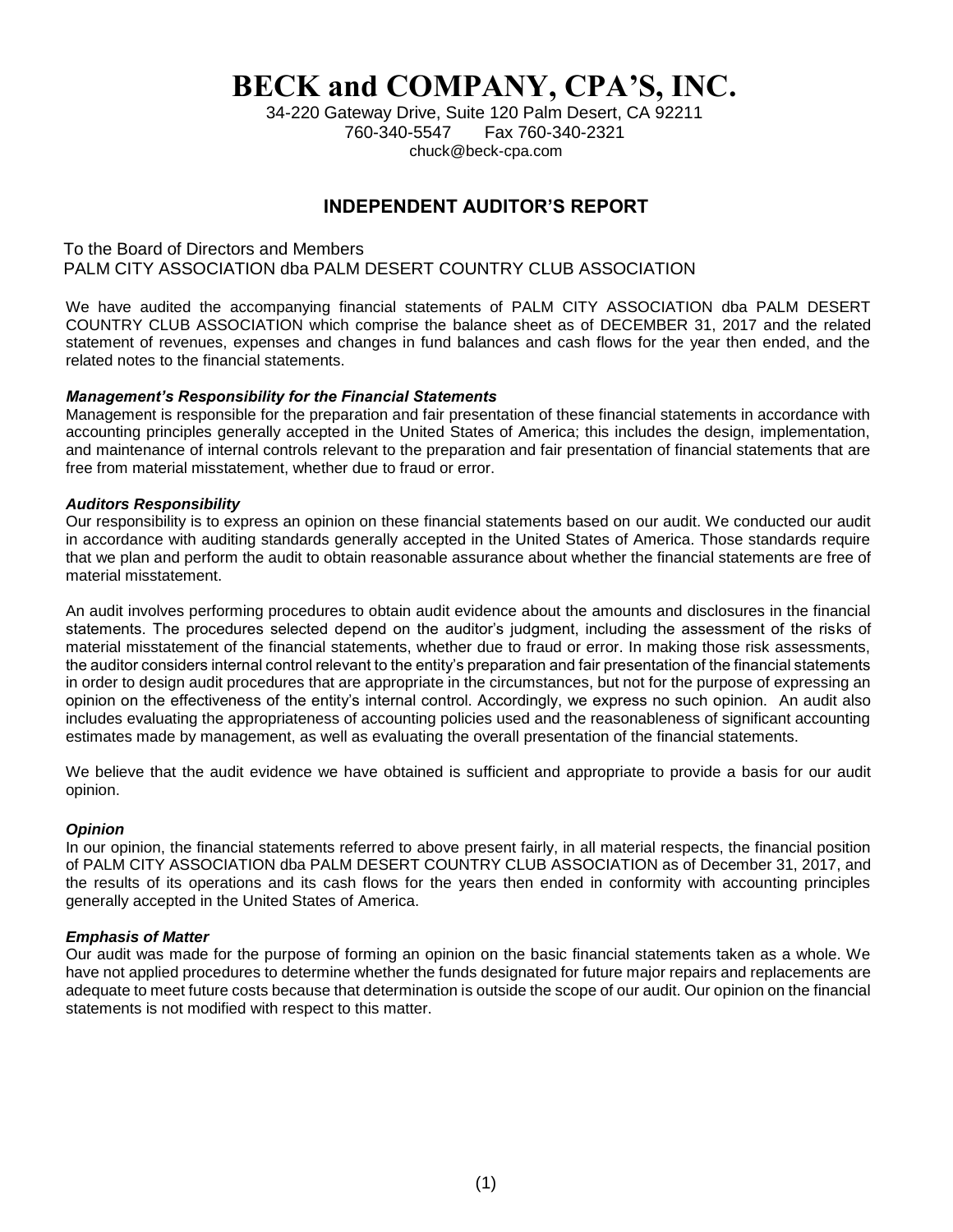# BECK and COMPANY, CPA'S, INC.

34-220 Gateway Drive, Suite 120 Palm Desert, CA 92211
760-340-5547 Fax 760-340-2321
chuck@beck-cpa.com

## INDEPENDENT AUDITOR'S REPORT

To the Board of Directors and Members
PALM CITY ASSOCIATION dba PALM DESERT COUNTRY CLUB ASSOCIATION

We have audited the accompanying financial statements of PALM CITY ASSOCIATION dba PALM DESERT COUNTRY CLUB ASSOCIATION which comprise the balance sheet as of DECEMBER 31, 2017 and the related statement of revenues, expenses and changes in fund balances and cash flows for the year then ended, and the related notes to the financial statements.

***Management's Responsibility for the Financial Statements***
Management is responsible for the preparation and fair presentation of these financial statements in accordance with accounting principles generally accepted in the United States of America; this includes the design, implementation, and maintenance of internal controls relevant to the preparation and fair presentation of financial statements that are free from material misstatement, whether due to fraud or error.

***Auditors Responsibility***
Our responsibility is to express an opinion on these financial statements based on our audit. We conducted our audit in accordance with auditing standards generally accepted in the United States of America. Those standards require that we plan and perform the audit to obtain reasonable assurance about whether the financial statements are free of material misstatement.

An audit involves performing procedures to obtain audit evidence about the amounts and disclosures in the financial statements. The procedures selected depend on the auditor's judgment, including the assessment of the risks of material misstatement of the financial statements, whether due to fraud or error. In making those risk assessments, the auditor considers internal control relevant to the entity's preparation and fair presentation of the financial statements in order to design audit procedures that are appropriate in the circumstances, but not for the purpose of expressing an opinion on the effectiveness of the entity's internal control. Accordingly, we express no such opinion. An audit also includes evaluating the appropriateness of accounting policies used and the reasonableness of significant accounting estimates made by management, as well as evaluating the overall presentation of the financial statements.

We believe that the audit evidence we have obtained is sufficient and appropriate to provide a basis for our audit opinion.

***Opinion***
In our opinion, the financial statements referred to above present fairly, in all material respects, the financial position of PALM CITY ASSOCIATION dba PALM DESERT COUNTRY CLUB ASSOCIATION as of December 31, 2017, and the results of its operations and its cash flows for the years then ended in conformity with accounting principles generally accepted in the United States of America.

***Emphasis of Matter***
Our audit was made for the purpose of forming an opinion on the basic financial statements taken as a whole. We have not applied procedures to determine whether the funds designated for future major repairs and replacements are adequate to meet future costs because that determination is outside the scope of our audit. Our opinion on the financial statements is not modified with respect to this matter.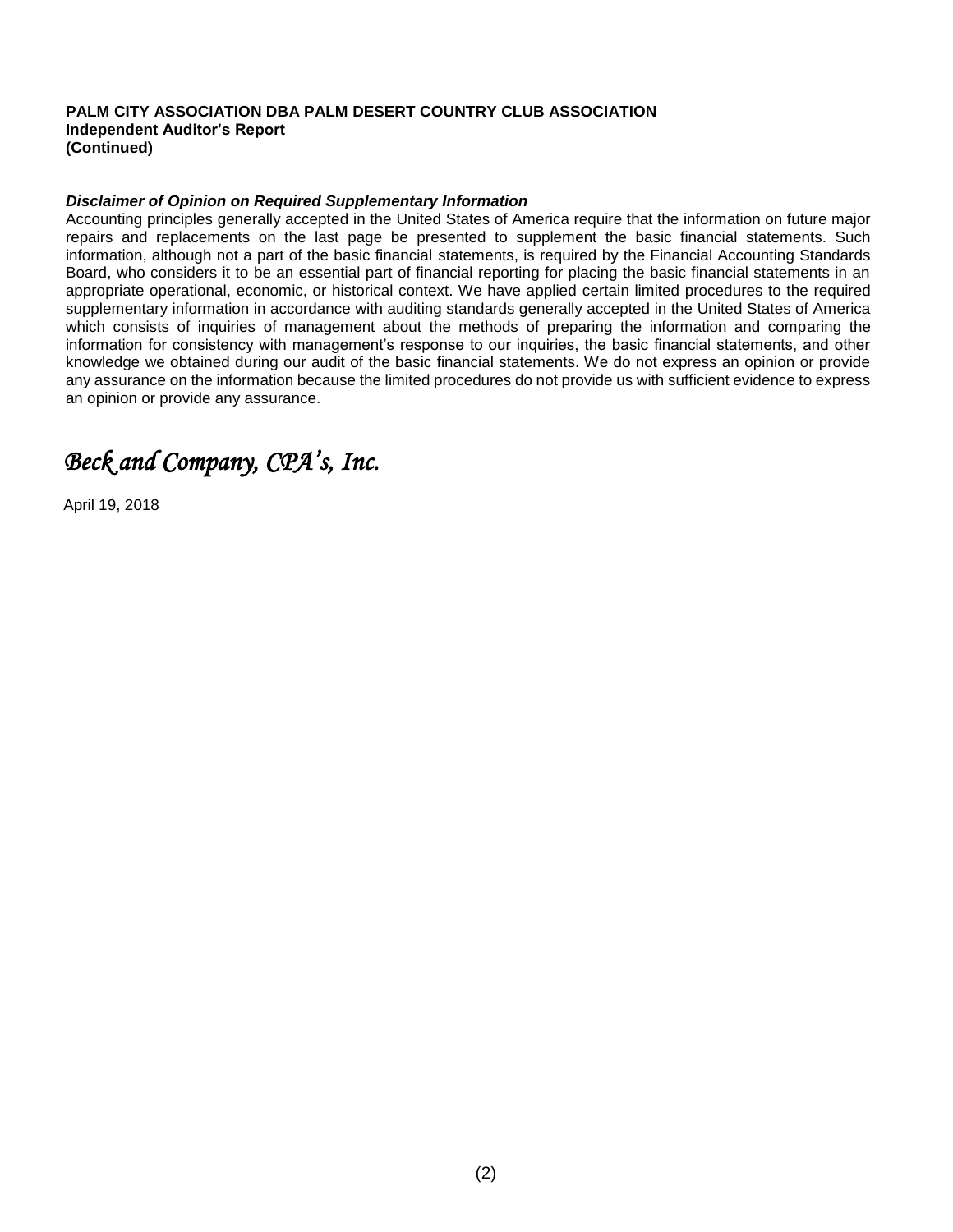**PALM CITY ASSOCIATION DBA PALM DESERT COUNTRY CLUB ASSOCIATION**
**Independent Auditor's Report**
**(Continued)**

***Disclaimer of Opinion on Required Supplementary Information***

Accounting principles generally accepted in the United States of America require that the information on future major repairs and replacements on the last page be presented to supplement the basic financial statements. Such information, although not a part of the basic financial statements, is required by the Financial Accounting Standards Board, who considers it to be an essential part of financial reporting for placing the basic financial statements in an appropriate operational, economic, or historical context. We have applied certain limited procedures to the required supplementary information in accordance with auditing standards generally accepted in the United States of America which consists of inquiries of management about the methods of preparing the information and comparing the information for consistency with management's response to our inquiries, the basic financial statements, and other knowledge we obtained during our audit of the basic financial statements. We do not express an opinion or provide any assurance on the information because the limited procedures do not provide us with sufficient evidence to express an opinion or provide any assurance.

*Beck and Company, CPA's, Inc.*

April 19, 2018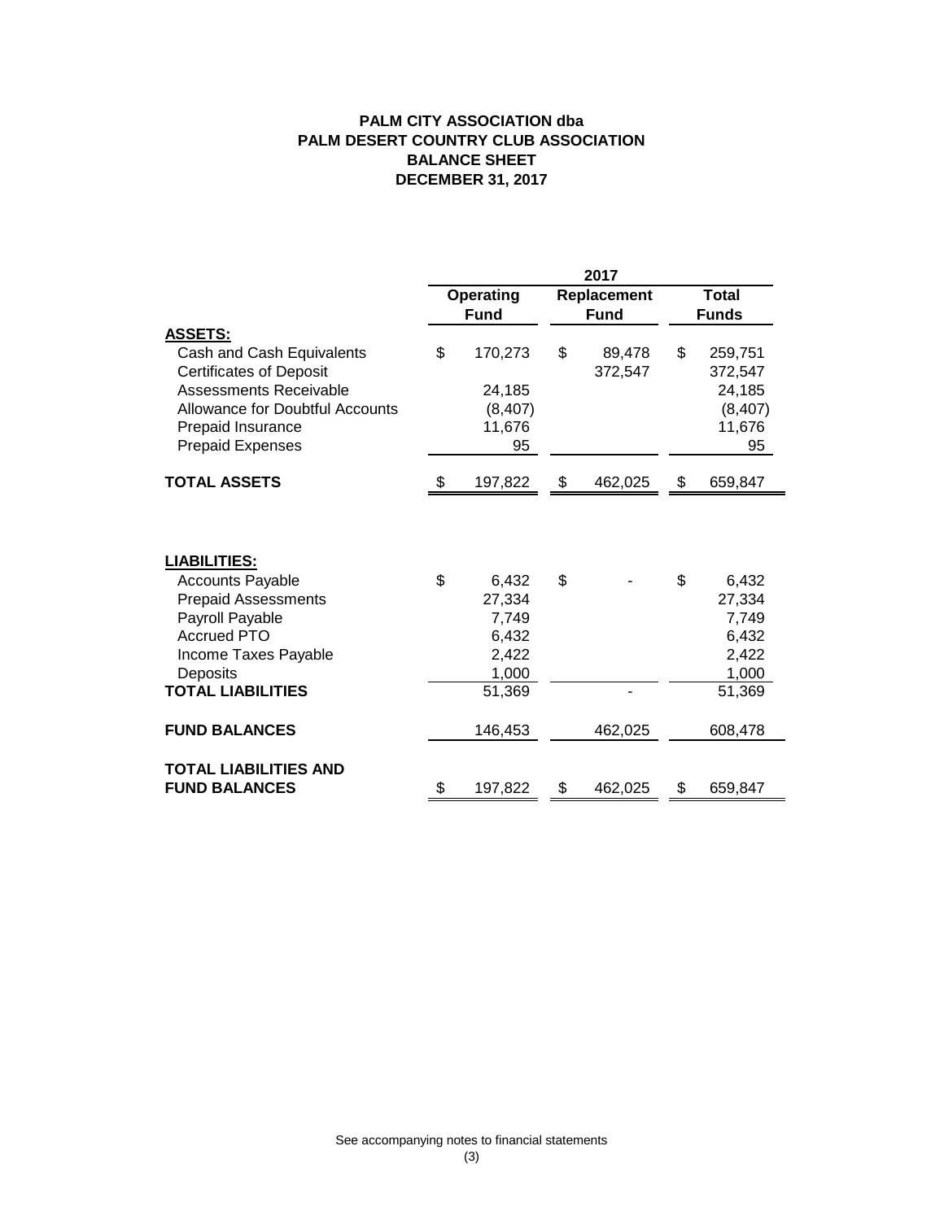**PALM CITY ASSOCIATION dba**
**PALM DESERT COUNTRY CLUB ASSOCIATION**
**BALANCE SHEET**
**DECEMBER 31, 2017**

| | 2017 | | |
|---|---|---|---|
| | **Operating Fund** | **Replacement Fund** | **Total Funds** |
| **ASSETS:** | | | |
| Cash and Cash Equivalents | $ 170,273 | $ 89,478 | $ 259,751 |
| Certificates of Deposit | | 372,547 | 372,547 |
| Assessments Receivable | 24,185 | | 24,185 |
| Allowance for Doubtful Accounts | (8,407) | | (8,407) |
| Prepaid Insurance | 11,676 | | 11,676 |
| Prepaid Expenses | 95 | | 95 |
| **TOTAL ASSETS** | $ 197,822 | $ 462,025 | $ 659,847 |
| | | | |
| **LIABILITIES:** | | | |
| Accounts Payable | $ 6,432 | $ - | $ 6,432 |
| Prepaid Assessments | 27,334 | | 27,334 |
| Payroll Payable | 7,749 | | 7,749 |
| Accrued PTO | 6,432 | | 6,432 |
| Income Taxes Payable | 2,422 | | 2,422 |
| Deposits | 1,000 | | 1,000 |
| **TOTAL LIABILITIES** | 51,369 | - | 51,369 |
| | | | |
| **FUND BALANCES** | 146,453 | 462,025 | 608,478 |
| | | | |
| **TOTAL LIABILITIES AND FUND BALANCES** | $ 197,822 | $ 462,025 | $ 659,847 |

See accompanying notes to financial statements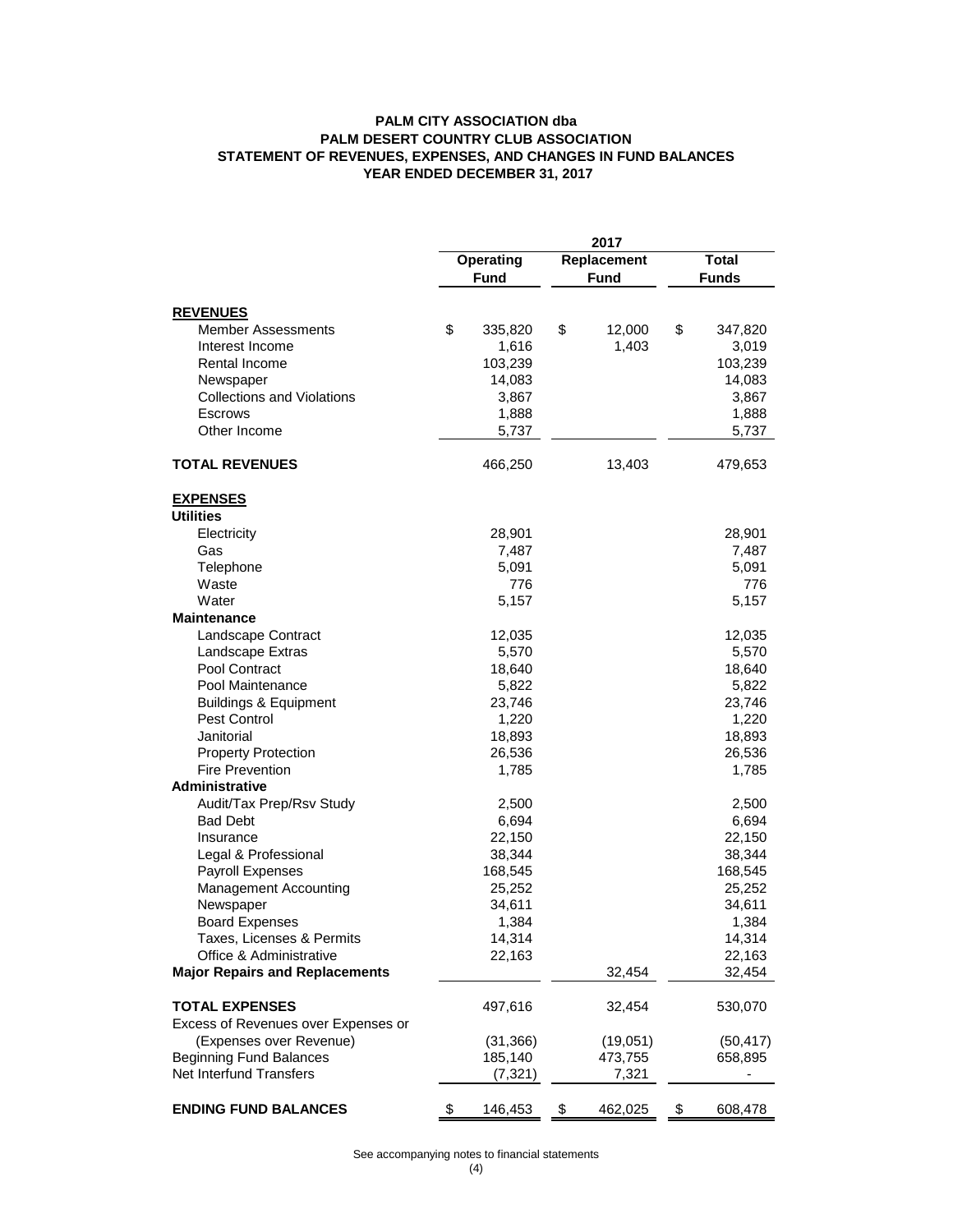**PALM CITY ASSOCIATION dba**
**PALM DESERT COUNTRY CLUB ASSOCIATION**
**STATEMENT OF REVENUES, EXPENSES, AND CHANGES IN FUND BALANCES**
**YEAR ENDED DECEMBER 31, 2017**

| | 2017 | | |
|---|---|---|---|
| | **Operating Fund** | **Replacement Fund** | **Total Funds** |
| **REVENUES** | | | |
| Member Assessments | $ 335,820 | $ 12,000 | $ 347,820 |
| Interest Income | 1,616 | 1,403 | 3,019 |
| Rental Income | 103,239 | | 103,239 |
| Newspaper | 14,083 | | 14,083 |
| Collections and Violations | 3,867 | | 3,867 |
| Escrows | 1,888 | | 1,888 |
| Other Income | 5,737 | | 5,737 |
| **TOTAL REVENUES** | 466,250 | 13,403 | 479,653 |
| **EXPENSES** | | | |
| **Utilities** | | | |
| Electricity | 28,901 | | 28,901 |
| Gas | 7,487 | | 7,487 |
| Telephone | 5,091 | | 5,091 |
| Waste | 776 | | 776 |
| Water | 5,157 | | 5,157 |
| **Maintenance** | | | |
| Landscape Contract | 12,035 | | 12,035 |
| Landscape Extras | 5,570 | | 5,570 |
| Pool Contract | 18,640 | | 18,640 |
| Pool Maintenance | 5,822 | | 5,822 |
| Buildings & Equipment | 23,746 | | 23,746 |
| Pest Control | 1,220 | | 1,220 |
| Janitorial | 18,893 | | 18,893 |
| Property Protection | 26,536 | | 26,536 |
| Fire Prevention | 1,785 | | 1,785 |
| **Administrative** | | | |
| Audit/Tax Prep/Rsv Study | 2,500 | | 2,500 |
| Bad Debt | 6,694 | | 6,694 |
| Insurance | 22,150 | | 22,150 |
| Legal & Professional | 38,344 | | 38,344 |
| Payroll Expenses | 168,545 | | 168,545 |
| Management Accounting | 25,252 | | 25,252 |
| Newspaper | 34,611 | | 34,611 |
| Board Expenses | 1,384 | | 1,384 |
| Taxes, Licenses & Permits | 14,314 | | 14,314 |
| Office & Administrative | 22,163 | | 22,163 |
| **Major Repairs and Replacements** | | 32,454 | 32,454 |
| **TOTAL EXPENSES** | 497,616 | 32,454 | 530,070 |
| Excess of Revenues over Expenses or (Expenses over Revenue) | (31,366) | (19,051) | (50,417) |
| Beginning Fund Balances | 185,140 | 473,755 | 658,895 |
| Net Interfund Transfers | (7,321) | 7,321 | - |
| **ENDING FUND BALANCES** | $ 146,453 | $ 462,025 | $ 608,478 |

See accompanying notes to financial statements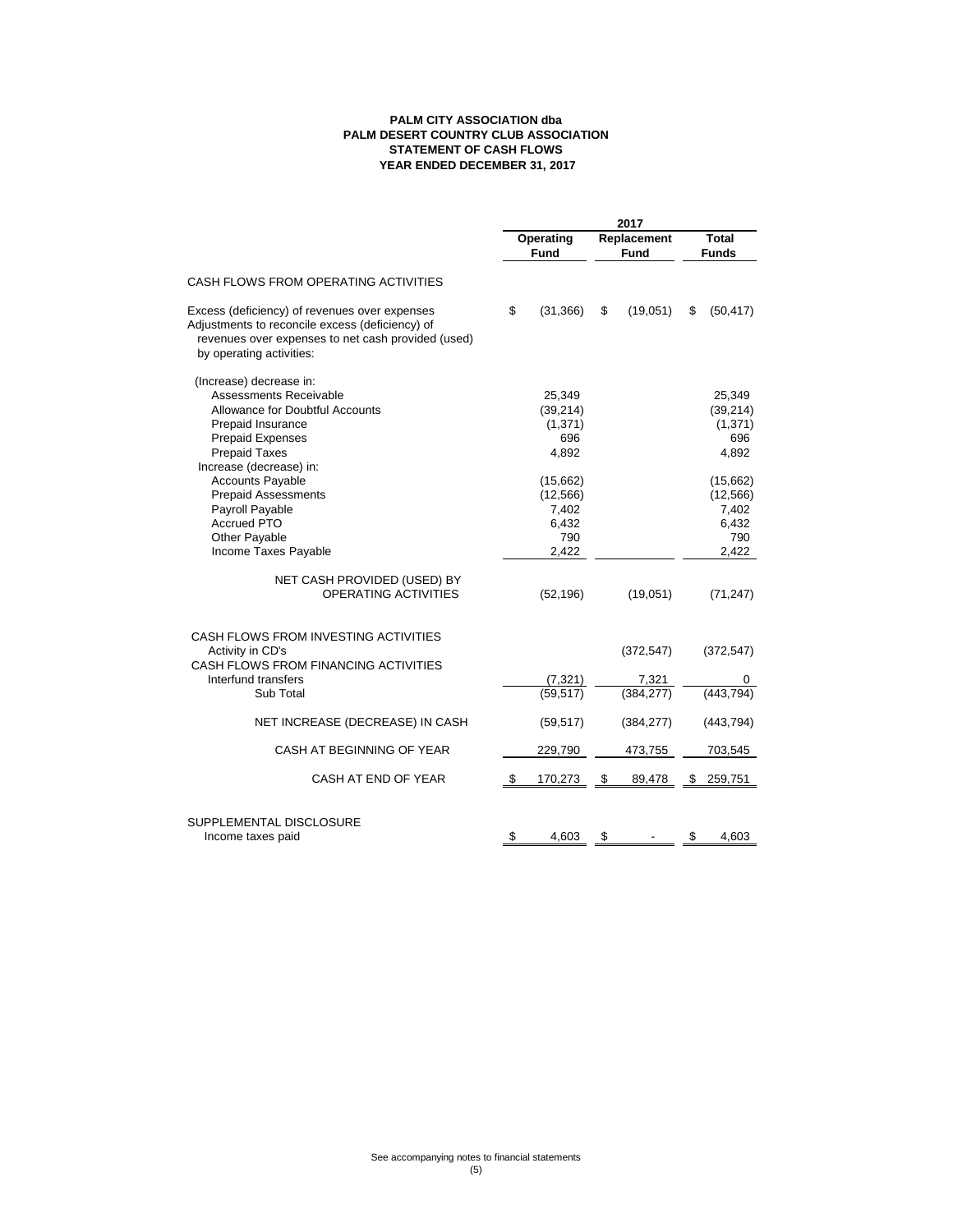**PALM CITY ASSOCIATION dba**
**PALM DESERT COUNTRY CLUB ASSOCIATION**
**STATEMENT OF CASH FLOWS**
**YEAR ENDED DECEMBER 31, 2017**

| | 2017 | | |
|---|---|---|---|
| | **Operating Fund** | **Replacement Fund** | **Total Funds** |
| CASH FLOWS FROM OPERATING ACTIVITIES | | | |
| Excess (deficiency) of revenues over expenses | $ (31,366) | $ (19,051) | $ (50,417) |
| Adjustments to reconcile excess (deficiency) of revenues over expenses to net cash provided (used) by operating activities: | | | |
| (Increase) decrease in: | | | |
| Assessments Receivable | 25,349 | | 25,349 |
| Allowance for Doubtful Accounts | (39,214) | | (39,214) |
| Prepaid Insurance | (1,371) | | (1,371) |
| Prepaid Expenses | 696 | | 696 |
| Prepaid Taxes | 4,892 | | 4,892 |
| Increase (decrease) in: | | | |
| Accounts Payable | (15,662) | | (15,662) |
| Prepaid Assessments | (12,566) | | (12,566) |
| Payroll Payable | 7,402 | | 7,402 |
| Accrued PTO | 6,432 | | 6,432 |
| Other Payable | 790 | | 790 |
| Income Taxes Payable | 2,422 | | 2,422 |
| NET CASH PROVIDED (USED) BY OPERATING ACTIVITIES | (52,196) | (19,051) | (71,247) |
| CASH FLOWS FROM INVESTING ACTIVITIES | | | |
| Activity in CD's | | (372,547) | (372,547) |
| CASH FLOWS FROM FINANCING ACTIVITIES | | | |
| Interfund transfers | (7,321) | 7,321 | 0 |
| Sub Total | (59,517) | (384,277) | (443,794) |
| NET INCREASE (DECREASE) IN CASH | (59,517) | (384,277) | (443,794) |
| CASH AT BEGINNING OF YEAR | 229,790 | 473,755 | 703,545 |
| CASH AT END OF YEAR | $ 170,273 | $ 89,478 | $ 259,751 |
| SUPPLEMENTAL DISCLOSURE | | | |
| Income taxes paid | $ 4,603 | $ - | $ 4,603 |

See accompanying notes to financial statements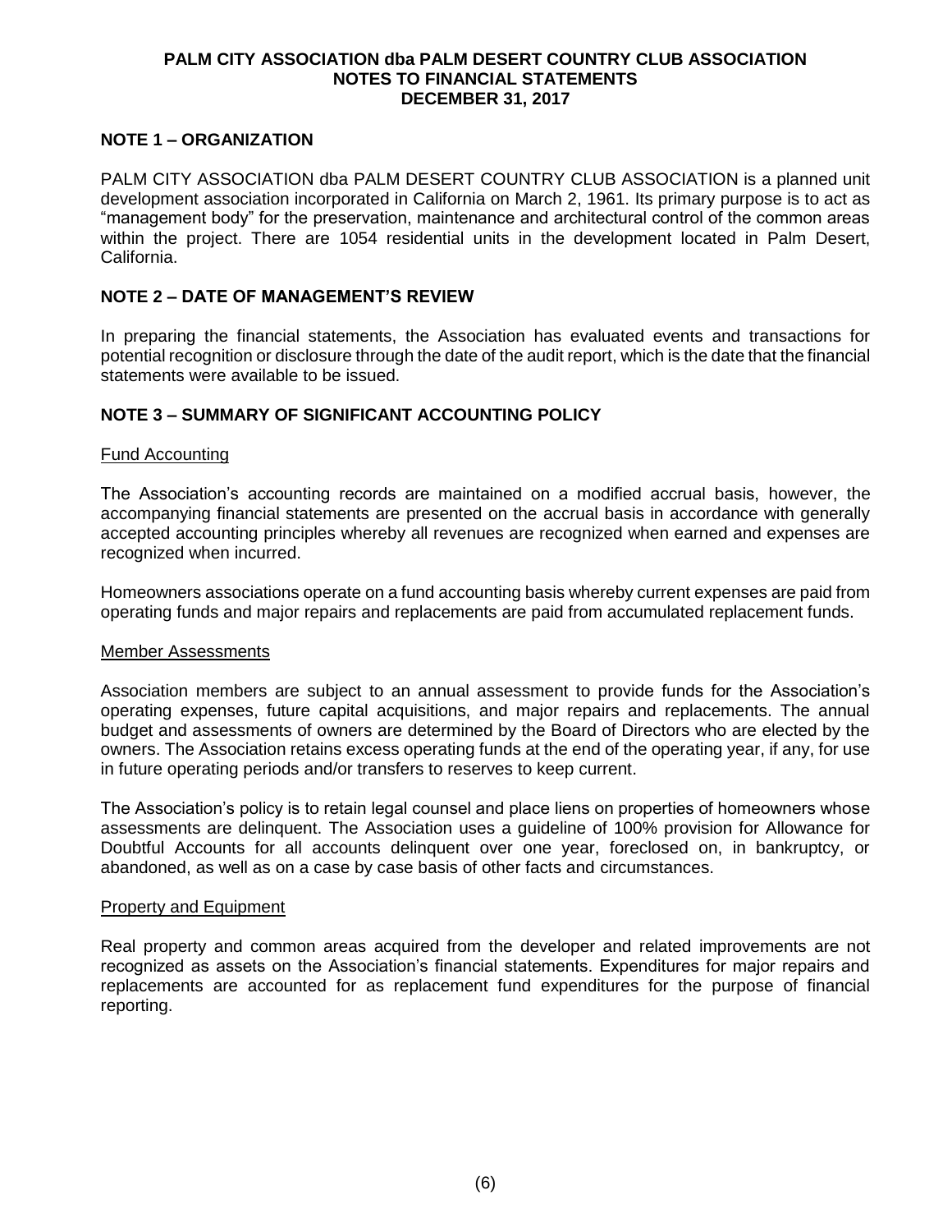**PALM CITY ASSOCIATION dba PALM DESERT COUNTRY CLUB ASSOCIATION**
**NOTES TO FINANCIAL STATEMENTS**
**DECEMBER 31, 2017**

## NOTE 1 – ORGANIZATION

PALM CITY ASSOCIATION dba PALM DESERT COUNTRY CLUB ASSOCIATION is a planned unit development association incorporated in California on March 2, 1961. Its primary purpose is to act as "management body" for the preservation, maintenance and architectural control of the common areas within the project. There are 1054 residential units in the development located in Palm Desert, California.

## NOTE 2 – DATE OF MANAGEMENT'S REVIEW

In preparing the financial statements, the Association has evaluated events and transactions for potential recognition or disclosure through the date of the audit report, which is the date that the financial statements were available to be issued.

## NOTE 3 – SUMMARY OF SIGNIFICANT ACCOUNTING POLICY

### Fund Accounting

The Association's accounting records are maintained on a modified accrual basis, however, the accompanying financial statements are presented on the accrual basis in accordance with generally accepted accounting principles whereby all revenues are recognized when earned and expenses are recognized when incurred.

Homeowners associations operate on a fund accounting basis whereby current expenses are paid from operating funds and major repairs and replacements are paid from accumulated replacement funds.

### Member Assessments

Association members are subject to an annual assessment to provide funds for the Association's operating expenses, future capital acquisitions, and major repairs and replacements. The annual budget and assessments of owners are determined by the Board of Directors who are elected by the owners. The Association retains excess operating funds at the end of the operating year, if any, for use in future operating periods and/or transfers to reserves to keep current.

The Association's policy is to retain legal counsel and place liens on properties of homeowners whose assessments are delinquent. The Association uses a guideline of 100% provision for Allowance for Doubtful Accounts for all accounts delinquent over one year, foreclosed on, in bankruptcy, or abandoned, as well as on a case by case basis of other facts and circumstances.

### Property and Equipment

Real property and common areas acquired from the developer and related improvements are not recognized as assets on the Association's financial statements. Expenditures for major repairs and replacements are accounted for as replacement fund expenditures for the purpose of financial reporting.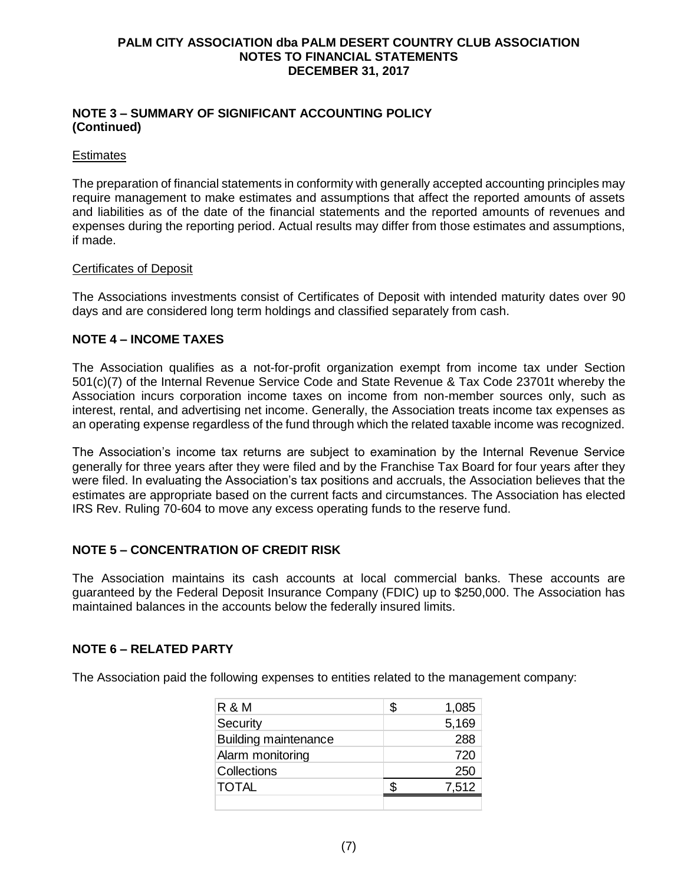# PALM CITY ASSOCIATION dba PALM DESERT COUNTRY CLUB ASSOCIATION
## NOTES TO FINANCIAL STATEMENTS
## DECEMBER 31, 2017

### NOTE 3 – SUMMARY OF SIGNIFICANT ACCOUNTING POLICY (Continued)

Estimates

The preparation of financial statements in conformity with generally accepted accounting principles may require management to make estimates and assumptions that affect the reported amounts of assets and liabilities as of the date of the financial statements and the reported amounts of revenues and expenses during the reporting period. Actual results may differ from those estimates and assumptions, if made.

Certificates of Deposit

The Associations investments consist of Certificates of Deposit with intended maturity dates over 90 days and are considered long term holdings and classified separately from cash.

### NOTE 4 – INCOME TAXES

The Association qualifies as a not-for-profit organization exempt from income tax under Section 501(c)(7) of the Internal Revenue Service Code and State Revenue & Tax Code 23701t whereby the Association incurs corporation income taxes on income from non-member sources only, such as interest, rental, and advertising net income. Generally, the Association treats income tax expenses as an operating expense regardless of the fund through which the related taxable income was recognized.

The Association's income tax returns are subject to examination by the Internal Revenue Service generally for three years after they were filed and by the Franchise Tax Board for four years after they were filed. In evaluating the Association's tax positions and accruals, the Association believes that the estimates are appropriate based on the current facts and circumstances. The Association has elected IRS Rev. Ruling 70-604 to move any excess operating funds to the reserve fund.

### NOTE 5 – CONCENTRATION OF CREDIT RISK

The Association maintains its cash accounts at local commercial banks. These accounts are guaranteed by the Federal Deposit Insurance Company (FDIC) up to $250,000. The Association has maintained balances in the accounts below the federally insured limits.

### NOTE 6 – RELATED PARTY

The Association paid the following expenses to entities related to the management company:

| | |
|---|---|
| R & M | $ 1,085 |
| Security | 5,169 |
| Building maintenance | 288 |
| Alarm monitoring | 720 |
| Collections | 250 |
| TOTAL | $ 7,512 |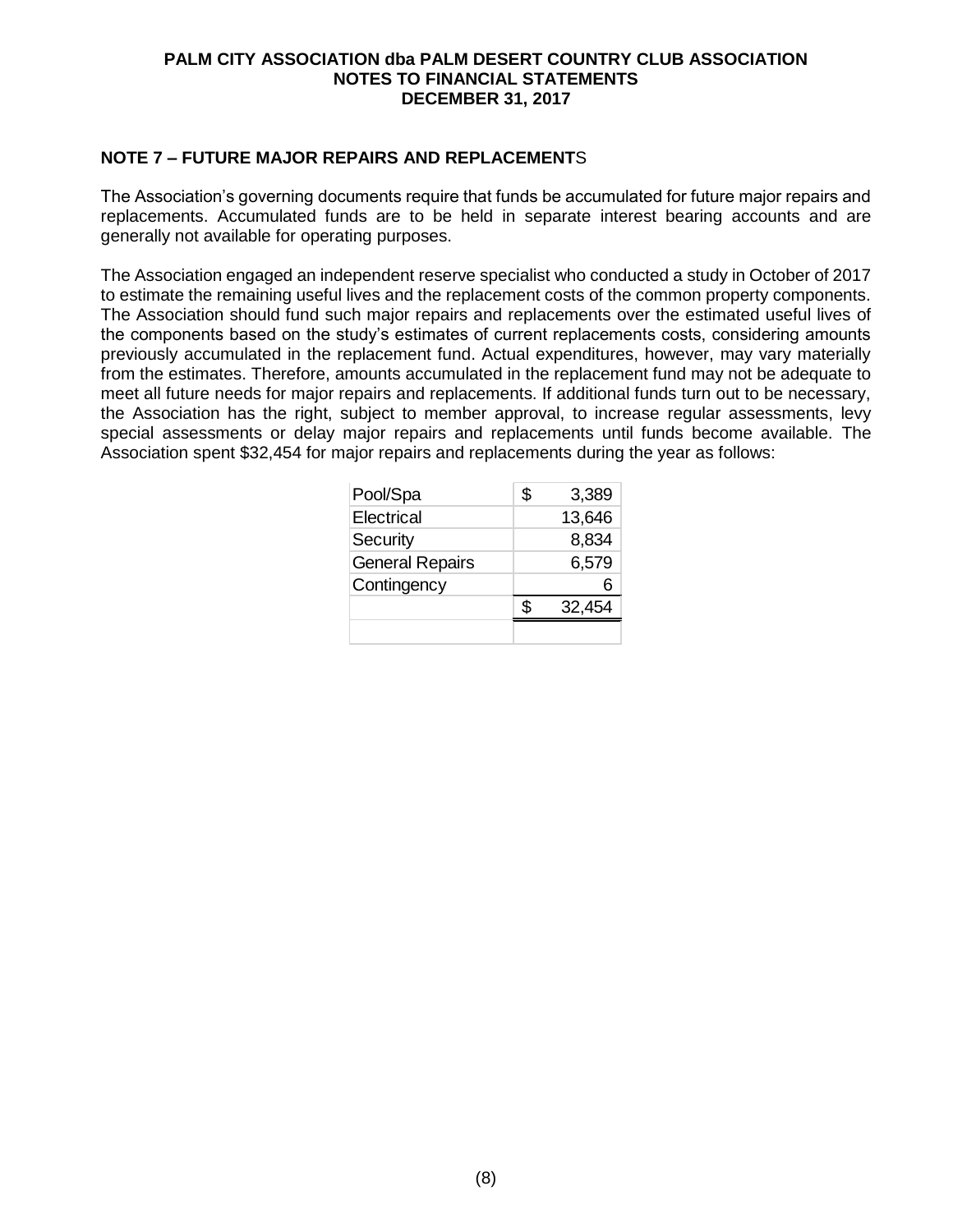# PALM CITY ASSOCIATION dba PALM DESERT COUNTRY CLUB ASSOCIATION
## NOTES TO FINANCIAL STATEMENTS
## DECEMBER 31, 2017

### NOTE 7 – FUTURE MAJOR REPAIRS AND REPLACEMENTS

The Association's governing documents require that funds be accumulated for future major repairs and replacements. Accumulated funds are to be held in separate interest bearing accounts and are generally not available for operating purposes.

The Association engaged an independent reserve specialist who conducted a study in October of 2017 to estimate the remaining useful lives and the replacement costs of the common property components. The Association should fund such major repairs and replacements over the estimated useful lives of the components based on the study's estimates of current replacements costs, considering amounts previously accumulated in the replacement fund. Actual expenditures, however, may vary materially from the estimates. Therefore, amounts accumulated in the replacement fund may not be adequate to meet all future needs for major repairs and replacements. If additional funds turn out to be necessary, the Association has the right, subject to member approval, to increase regular assessments, levy special assessments or delay major repairs and replacements until funds become available. The Association spent $32,454 for major repairs and replacements during the year as follows:

| | |
|---|---|
| Pool/Spa | $ 3,389 |
| Electrical | 13,646 |
| Security | 8,834 |
| General Repairs | 6,579 |
| Contingency | 6 |
| | $ 32,454 |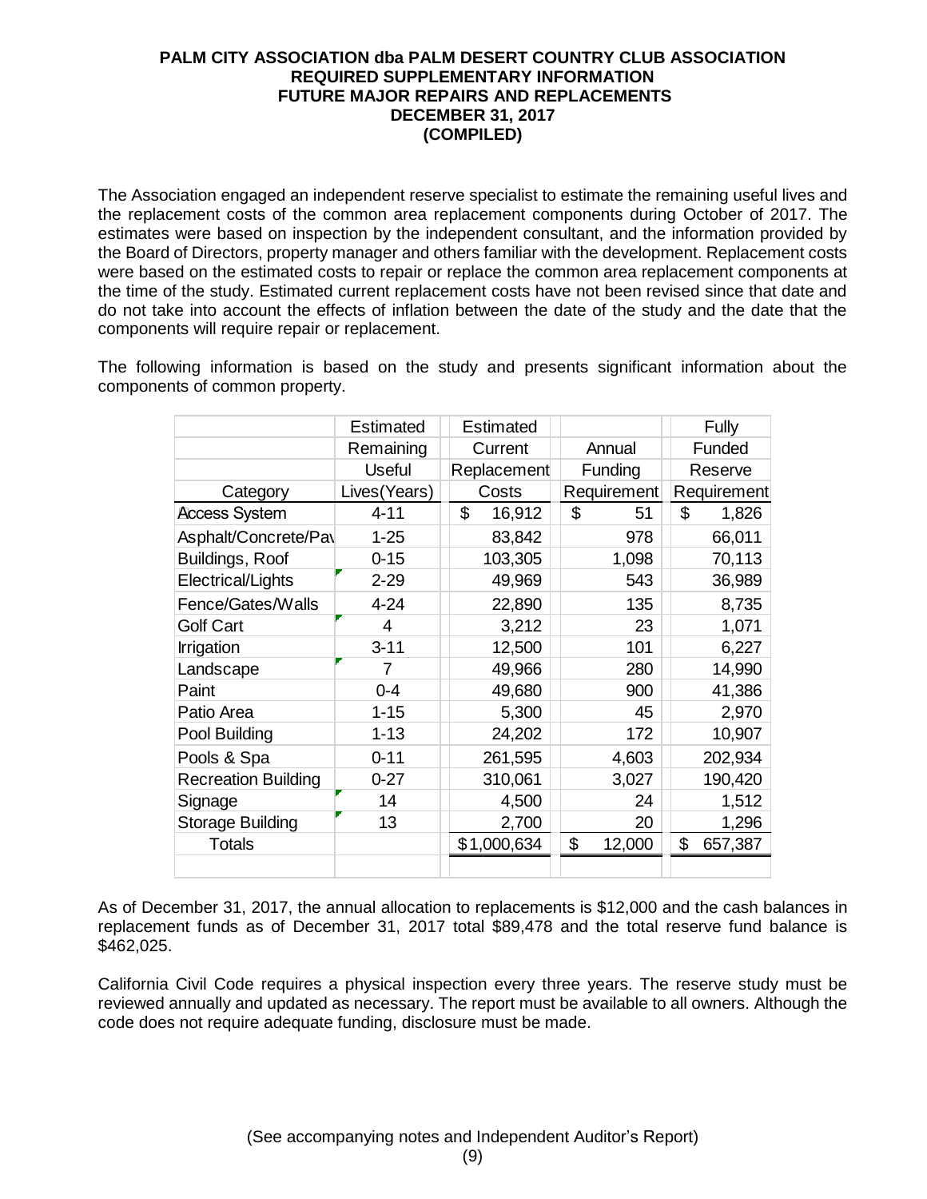**PALM CITY ASSOCIATION dba PALM DESERT COUNTRY CLUB ASSOCIATION**
**REQUIRED SUPPLEMENTARY INFORMATION**
**FUTURE MAJOR REPAIRS AND REPLACEMENTS**
**DECEMBER 31, 2017**
**(COMPILED)**

The Association engaged an independent reserve specialist to estimate the remaining useful lives and the replacement costs of the common area replacement components during October of 2017. The estimates were based on inspection by the independent consultant, and the information provided by the Board of Directors, property manager and others familiar with the development. Replacement costs were based on the estimated costs to repair or replace the common area replacement components at the time of the study. Estimated current replacement costs have not been revised since that date and do not take into account the effects of inflation between the date of the study and the date that the components will require repair or replacement.

The following information is based on the study and presents significant information about the components of common property.

| Category | Estimated Remaining Useful Lives(Years) | Estimated Current Replacement Costs | Annual Funding Requirement | Fully Funded Reserve Requirement |
|---|---|---|---|---|
| Access System | 4-11 | $ 16,912 | $ 51 | $ 1,826 |
| Asphalt/Concrete/Pav | 1-25 | 83,842 | 978 | 66,011 |
| Buildings, Roof | 0-15 | 103,305 | 1,098 | 70,113 |
| Electrical/Lights | 2-29 | 49,969 | 543 | 36,989 |
| Fence/Gates/Walls | 4-24 | 22,890 | 135 | 8,735 |
| Golf Cart | 4 | 3,212 | 23 | 1,071 |
| Irrigation | 3-11 | 12,500 | 101 | 6,227 |
| Landscape | 7 | 49,966 | 280 | 14,990 |
| Paint | 0-4 | 49,680 | 900 | 41,386 |
| Patio Area | 1-15 | 5,300 | 45 | 2,970 |
| Pool Building | 1-13 | 24,202 | 172 | 10,907 |
| Pools & Spa | 0-11 | 261,595 | 4,603 | 202,934 |
| Recreation Building | 0-27 | 310,061 | 3,027 | 190,420 |
| Signage | 14 | 4,500 | 24 | 1,512 |
| Storage Building | 13 | 2,700 | 20 | 1,296 |
| Totals | | $1,000,634 | $ 12,000 | $ 657,387 |

As of December 31, 2017, the annual allocation to replacements is $12,000 and the cash balances in replacement funds as of December 31, 2017 total $89,478 and the total reserve fund balance is $462,025.

California Civil Code requires a physical inspection every three years. The reserve study must be reviewed annually and updated as necessary. The report must be available to all owners. Although the code does not require adequate funding, disclosure must be made.

(See accompanying notes and Independent Auditor's Report)